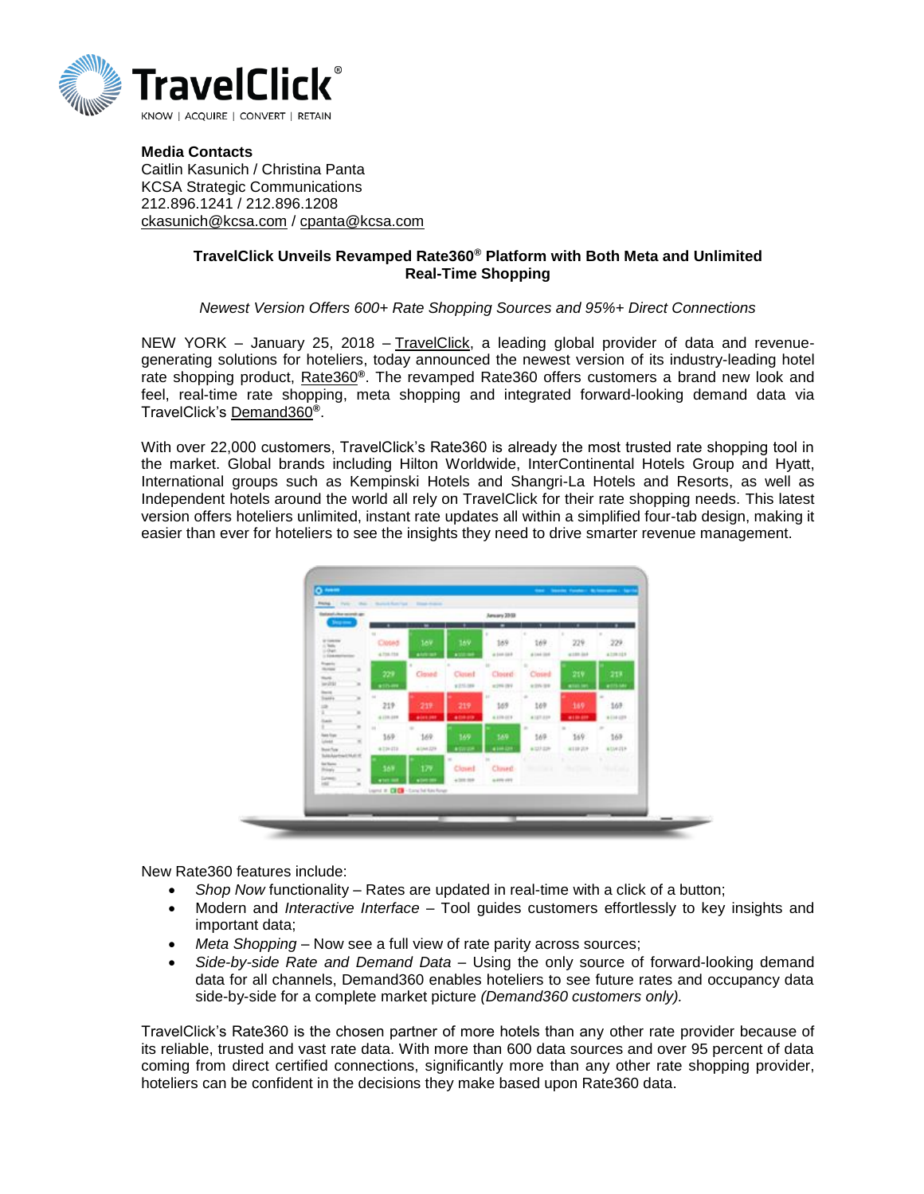**Media Contacts**
Caitlin Kasunich / Christina Panta
KCSA Strategic Communications
212.896.1241 / 212.896.1208
ckasunich@kcsa.com / cpanta@kcsa.com

# TravelClick Unveils Revamped Rate360® Platform with Both Meta and Unlimited Real-Time Shopping

*Newest Version Offers 600+ Rate Shopping Sources and 95%+ Direct Connections*

NEW YORK – January 25, 2018 – TravelClick, a leading global provider of data and revenue-generating solutions for hoteliers, today announced the newest version of its industry-leading hotel rate shopping product, Rate360®. The revamped Rate360 offers customers a brand new look and feel, real-time rate shopping, meta shopping and integrated forward-looking demand data via TravelClick's Demand360®.

With over 22,000 customers, TravelClick's Rate360 is already the most trusted rate shopping tool in the market. Global brands including Hilton Worldwide, InterContinental Hotels Group and Hyatt, International groups such as Kempinski Hotels and Shangri-La Hotels and Resorts, as well as Independent hotels around the world all rely on TravelClick for their rate shopping needs. This latest version offers hoteliers unlimited, instant rate updates all within a simplified four-tab design, making it easier than ever for hoteliers to see the insights they need to drive smarter revenue management.

New Rate360 features include:

- *Shop Now* functionality – Rates are updated in real-time with a click of a button;
- Modern and *Interactive Interface* – Tool guides customers effortlessly to key insights and important data;
- *Meta Shopping* – Now see a full view of rate parity across sources;
- *Side-by-side Rate and Demand Data* – Using the only source of forward-looking demand data for all channels, Demand360 enables hoteliers to see future rates and occupancy data side-by-side for a complete market picture *(Demand360 customers only).*

TravelClick's Rate360 is the chosen partner of more hotels than any other rate provider because of its reliable, trusted and vast rate data. With more than 600 data sources and over 95 percent of data coming from direct certified connections, significantly more than any other rate shopping provider, hoteliers can be confident in the decisions they make based upon Rate360 data.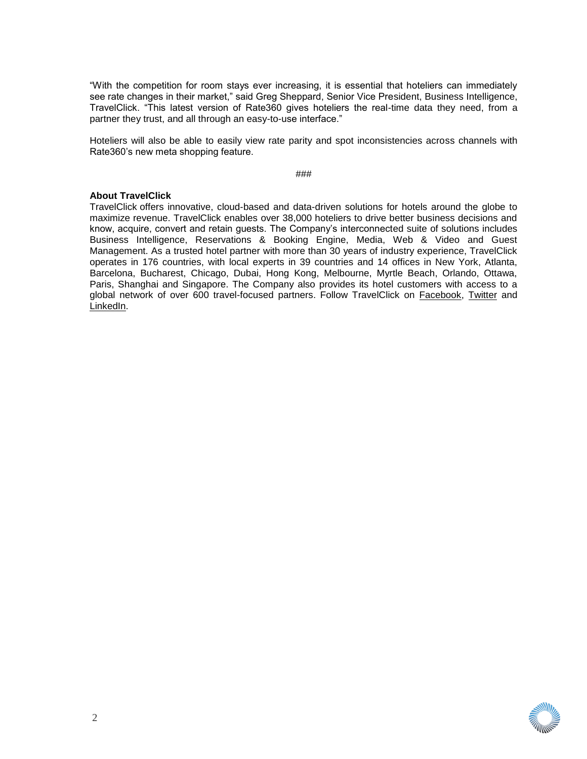"With the competition for room stays ever increasing, it is essential that hoteliers can immediately see rate changes in their market," said Greg Sheppard, Senior Vice President, Business Intelligence, TravelClick. "This latest version of Rate360 gives hoteliers the real-time data they need, from a partner they trust, and all through an easy-to-use interface."

Hoteliers will also be able to easily view rate parity and spot inconsistencies across channels with Rate360's new meta shopping feature.

###

**About TravelClick**

TravelClick offers innovative, cloud-based and data-driven solutions for hotels around the globe to maximize revenue. TravelClick enables over 38,000 hoteliers to drive better business decisions and know, acquire, convert and retain guests. The Company's interconnected suite of solutions includes Business Intelligence, Reservations & Booking Engine, Media, Web & Video and Guest Management. As a trusted hotel partner with more than 30 years of industry experience, TravelClick operates in 176 countries, with local experts in 39 countries and 14 offices in New York, Atlanta, Barcelona, Bucharest, Chicago, Dubai, Hong Kong, Melbourne, Myrtle Beach, Orlando, Ottawa, Paris, Shanghai and Singapore. The Company also provides its hotel customers with access to a global network of over 600 travel-focused partners. Follow TravelClick on Facebook, Twitter and LinkedIn.